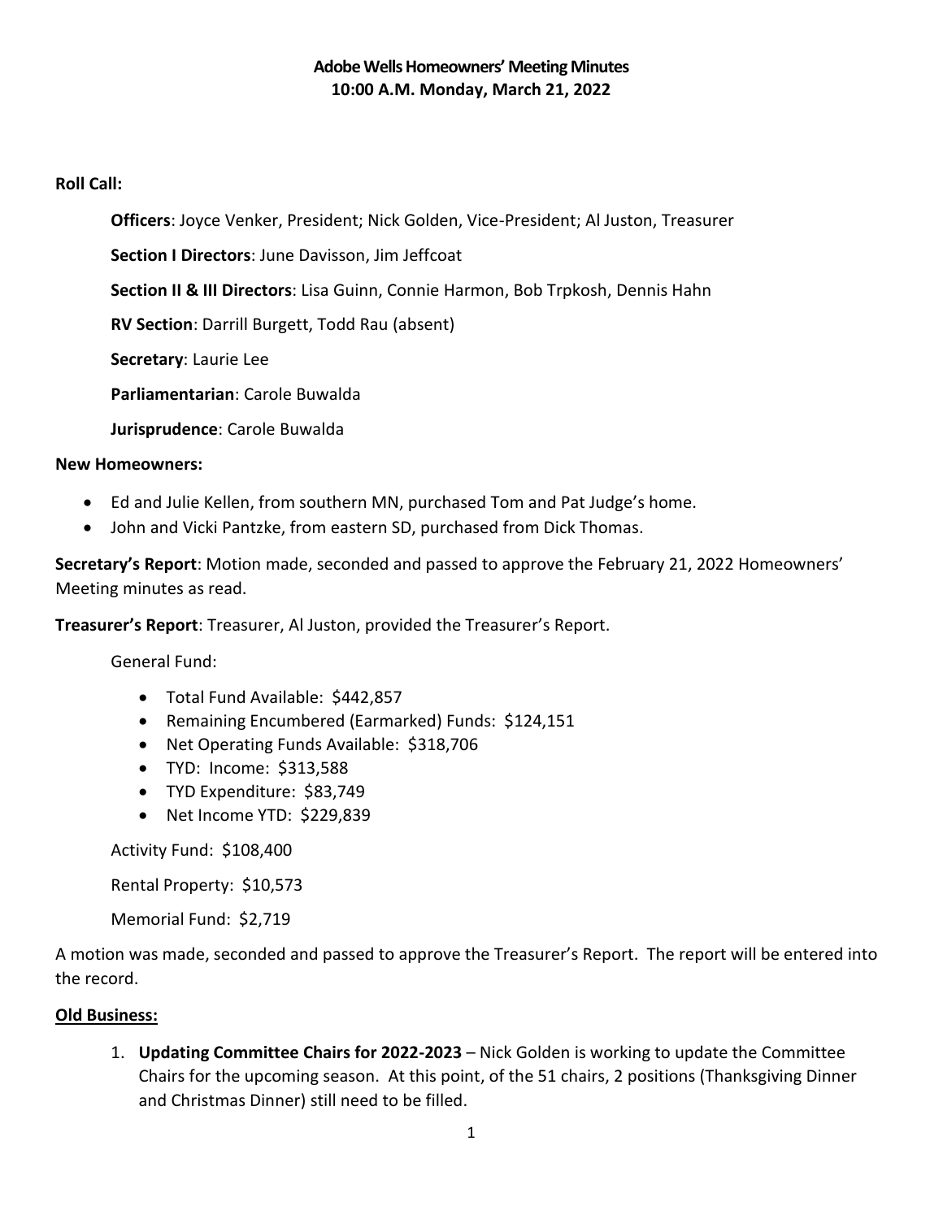# Adobe Wells Homeowners' Meeting Minutes
## 10:00 A.M. Monday, March 21, 2022

**Roll Call:**

**Officers**: Joyce Venker, President; Nick Golden, Vice-President; Al Juston, Treasurer

**Section I Directors**: June Davisson, Jim Jeffcoat

**Section II & III Directors**: Lisa Guinn, Connie Harmon, Bob Trpkosh, Dennis Hahn

**RV Section**: Darrill Burgett, Todd Rau (absent)

**Secretary**: Laurie Lee

**Parliamentarian**: Carole Buwalda

**Jurisprudence**: Carole Buwalda

**New Homeowners:**

- Ed and Julie Kellen, from southern MN, purchased Tom and Pat Judge's home.
- John and Vicki Pantzke, from eastern SD, purchased from Dick Thomas.

**Secretary's Report**: Motion made, seconded and passed to approve the February 21, 2022 Homeowners' Meeting minutes as read.

**Treasurer's Report**: Treasurer, Al Juston, provided the Treasurer's Report.

General Fund:

- Total Fund Available: $442,857
- Remaining Encumbered (Earmarked) Funds: $124,151
- Net Operating Funds Available: $318,706
- TYD: Income: $313,588
- TYD Expenditure: $83,749
- Net Income YTD: $229,839

Activity Fund: $108,400

Rental Property: $10,573

Memorial Fund: $2,719

A motion was made, seconded and passed to approve the Treasurer's Report. The report will be entered into the record.

**Old Business:**

1. **Updating Committee Chairs for 2022-2023** – Nick Golden is working to update the Committee Chairs for the upcoming season. At this point, of the 51 chairs, 2 positions (Thanksgiving Dinner and Christmas Dinner) still need to be filled.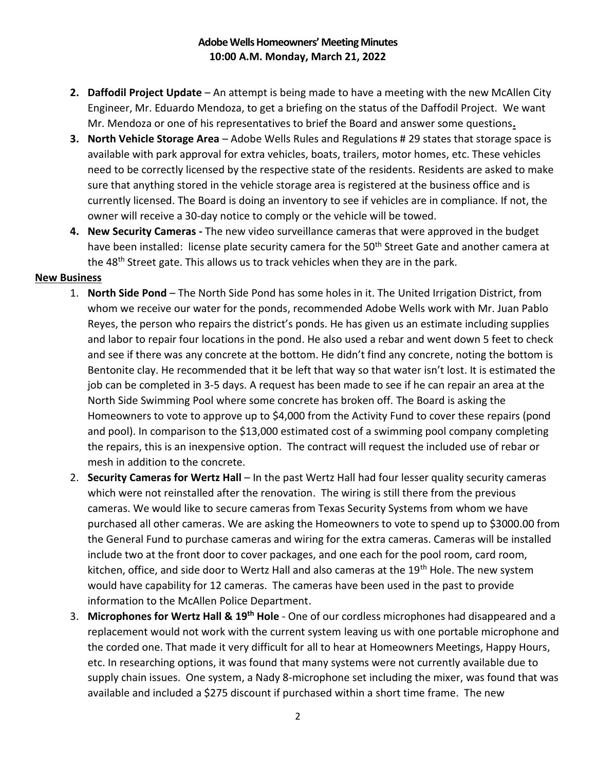**Adobe Wells Homeowners' Meeting Minutes**
**10:00 A.M. Monday, March 21, 2022**

2. **Daffodil Project Update** – An attempt is being made to have a meeting with the new McAllen City Engineer, Mr. Eduardo Mendoza, to get a briefing on the status of the Daffodil Project. We want Mr. Mendoza or one of his representatives to brief the Board and answer some questions**.**
3. **North Vehicle Storage Area** – Adobe Wells Rules and Regulations # 29 states that storage space is available with park approval for extra vehicles, boats, trailers, motor homes, etc. These vehicles need to be correctly licensed by the respective state of the residents. Residents are asked to make sure that anything stored in the vehicle storage area is registered at the business office and is currently licensed. The Board is doing an inventory to see if vehicles are in compliance. If not, the owner will receive a 30-day notice to comply or the vehicle will be towed.
4. **New Security Cameras -** The new video surveillance cameras that were approved in the budget have been installed: license plate security camera for the 50th Street Gate and another camera at the 48th Street gate. This allows us to track vehicles when they are in the park.

**New Business**

1. **North Side Pond** – The North Side Pond has some holes in it. The United Irrigation District, from whom we receive our water for the ponds, recommended Adobe Wells work with Mr. Juan Pablo Reyes, the person who repairs the district's ponds. He has given us an estimate including supplies and labor to repair four locations in the pond. He also used a rebar and went down 5 feet to check and see if there was any concrete at the bottom. He didn't find any concrete, noting the bottom is Bentonite clay. He recommended that it be left that way so that water isn't lost. It is estimated the job can be completed in 3-5 days. A request has been made to see if he can repair an area at the North Side Swimming Pool where some concrete has broken off. The Board is asking the Homeowners to vote to approve up to $4,000 from the Activity Fund to cover these repairs (pond and pool). In comparison to the $13,000 estimated cost of a swimming pool company completing the repairs, this is an inexpensive option. The contract will request the included use of rebar or mesh in addition to the concrete.
2. **Security Cameras for Wertz Hall** – In the past Wertz Hall had four lesser quality security cameras which were not reinstalled after the renovation. The wiring is still there from the previous cameras. We would like to secure cameras from Texas Security Systems from whom we have purchased all other cameras. We are asking the Homeowners to vote to spend up to $3000.00 from the General Fund to purchase cameras and wiring for the extra cameras. Cameras will be installed include two at the front door to cover packages, and one each for the pool room, card room, kitchen, office, and side door to Wertz Hall and also cameras at the 19th Hole. The new system would have capability for 12 cameras. The cameras have been used in the past to provide information to the McAllen Police Department.
3. **Microphones for Wertz Hall & 19th Hole** - One of our cordless microphones had disappeared and a replacement would not work with the current system leaving us with one portable microphone and the corded one. That made it very difficult for all to hear at Homeowners Meetings, Happy Hours, etc. In researching options, it was found that many systems were not currently available due to supply chain issues. One system, a Nady 8-microphone set including the mixer, was found that was available and included a $275 discount if purchased within a short time frame. The new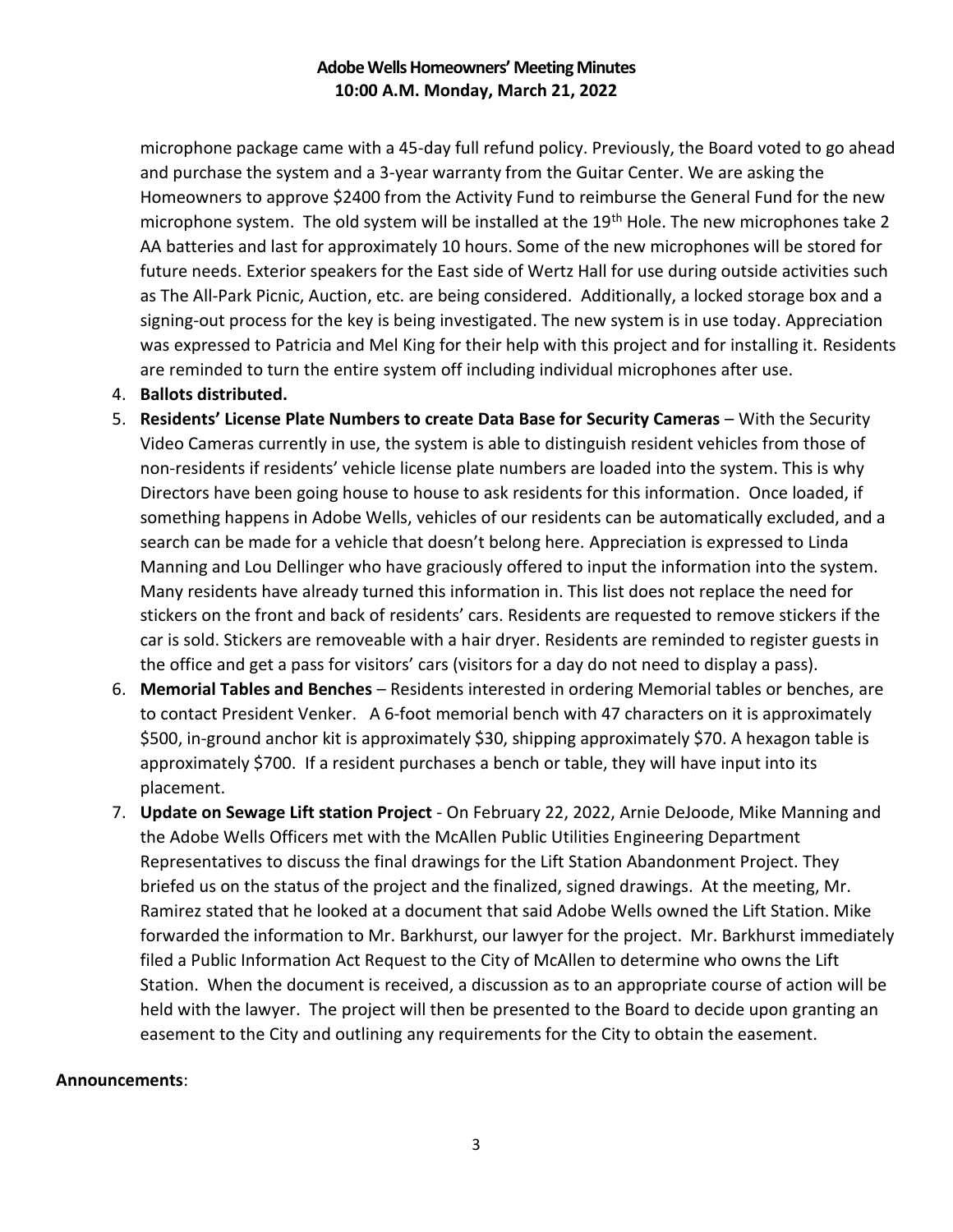microphone package came with a 45-day full refund policy. Previously, the Board voted to go ahead and purchase the system and a 3-year warranty from the Guitar Center. We are asking the Homeowners to approve $2400 from the Activity Fund to reimburse the General Fund for the new microphone system. The old system will be installed at the 19th Hole. The new microphones take 2 AA batteries and last for approximately 10 hours. Some of the new microphones will be stored for future needs. Exterior speakers for the East side of Wertz Hall for use during outside activities such as The All-Park Picnic, Auction, etc. are being considered. Additionally, a locked storage box and a signing-out process for the key is being investigated. The new system is in use today. Appreciation was expressed to Patricia and Mel King for their help with this project and for installing it. Residents are reminded to turn the entire system off including individual microphones after use.

4. **Ballots distributed.**
5. **Residents' License Plate Numbers to create Data Base for Security Cameras** – With the Security Video Cameras currently in use, the system is able to distinguish resident vehicles from those of non-residents if residents' vehicle license plate numbers are loaded into the system. This is why Directors have been going house to house to ask residents for this information. Once loaded, if something happens in Adobe Wells, vehicles of our residents can be automatically excluded, and a search can be made for a vehicle that doesn't belong here. Appreciation is expressed to Linda Manning and Lou Dellinger who have graciously offered to input the information into the system. Many residents have already turned this information in. This list does not replace the need for stickers on the front and back of residents' cars. Residents are requested to remove stickers if the car is sold. Stickers are removeable with a hair dryer. Residents are reminded to register guests in the office and get a pass for visitors' cars (visitors for a day do not need to display a pass).
6. **Memorial Tables and Benches** – Residents interested in ordering Memorial tables or benches, are to contact President Venker. A 6-foot memorial bench with 47 characters on it is approximately $500, in-ground anchor kit is approximately $30, shipping approximately $70. A hexagon table is approximately $700. If a resident purchases a bench or table, they will have input into its placement.
7. **Update on Sewage Lift station Project** - On February 22, 2022, Arnie DeJoode, Mike Manning and the Adobe Wells Officers met with the McAllen Public Utilities Engineering Department Representatives to discuss the final drawings for the Lift Station Abandonment Project. They briefed us on the status of the project and the finalized, signed drawings. At the meeting, Mr. Ramirez stated that he looked at a document that said Adobe Wells owned the Lift Station. Mike forwarded the information to Mr. Barkhurst, our lawyer for the project. Mr. Barkhurst immediately filed a Public Information Act Request to the City of McAllen to determine who owns the Lift Station. When the document is received, a discussion as to an appropriate course of action will be held with the lawyer. The project will then be presented to the Board to decide upon granting an easement to the City and outlining any requirements for the City to obtain the easement.

**Announcements**: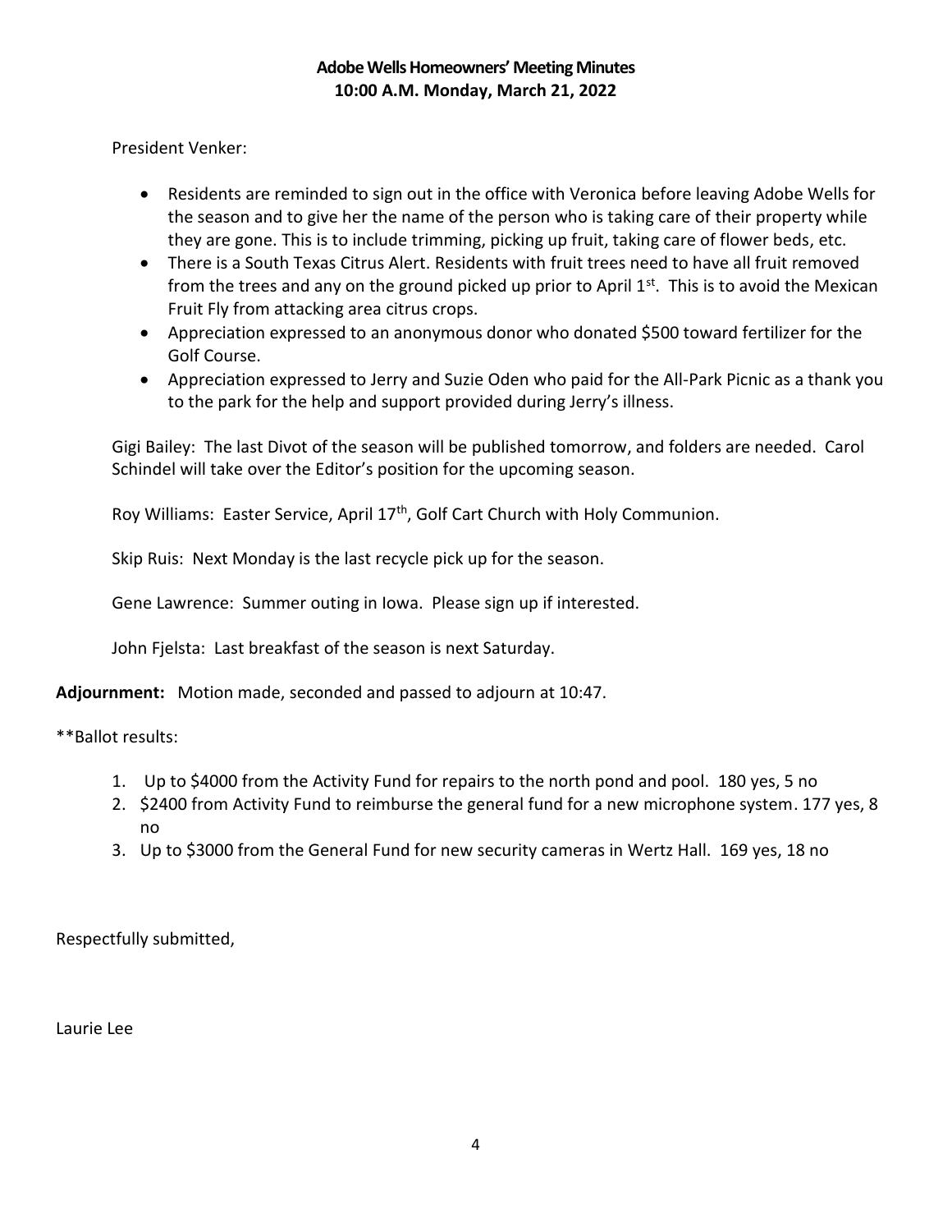**Adobe Wells Homeowners' Meeting Minutes**
**10:00 A.M. Monday, March 21, 2022**

President Venker:

- Residents are reminded to sign out in the office with Veronica before leaving Adobe Wells for the season and to give her the name of the person who is taking care of their property while they are gone. This is to include trimming, picking up fruit, taking care of flower beds, etc.
- There is a South Texas Citrus Alert. Residents with fruit trees need to have all fruit removed from the trees and any on the ground picked up prior to April 1st. This is to avoid the Mexican Fruit Fly from attacking area citrus crops.
- Appreciation expressed to an anonymous donor who donated $500 toward fertilizer for the Golf Course.
- Appreciation expressed to Jerry and Suzie Oden who paid for the All-Park Picnic as a thank you to the park for the help and support provided during Jerry's illness.

Gigi Bailey: The last Divot of the season will be published tomorrow, and folders are needed. Carol Schindel will take over the Editor's position for the upcoming season.

Roy Williams: Easter Service, April 17th, Golf Cart Church with Holy Communion.

Skip Ruis: Next Monday is the last recycle pick up for the season.

Gene Lawrence: Summer outing in Iowa. Please sign up if interested.

John Fjelsta: Last breakfast of the season is next Saturday.

**Adjournment:** Motion made, seconded and passed to adjourn at 10:47.

**Ballot results:

1. Up to $4000 from the Activity Fund for repairs to the north pond and pool. 180 yes, 5 no
2. $2400 from Activity Fund to reimburse the general fund for a new microphone system. 177 yes, 8 no
3. Up to $3000 from the General Fund for new security cameras in Wertz Hall. 169 yes, 18 no

Respectfully submitted,

Laurie Lee